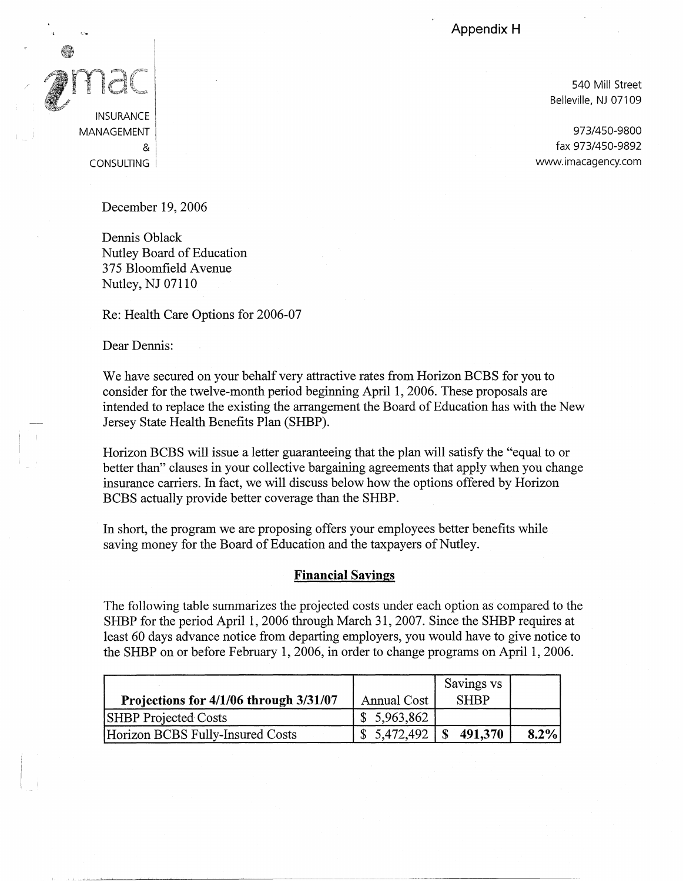Appendix H

imac

INSURANCE MANAGEMENT & CONSULTING

540 Mill Street
Belleville, NJ 07109

973/450-9800
fax 973/450-9892
www.imacagency.com

December 19, 2006

Dennis Oblack
Nutley Board of Education
375 Bloomfield Avenue
Nutley, NJ 07110

Re: Health Care Options for 2006-07

Dear Dennis:

We have secured on your behalf very attractive rates from Horizon BCBS for you to consider for the twelve-month period beginning April 1, 2006. These proposals are intended to replace the existing the arrangement the Board of Education has with the New Jersey State Health Benefits Plan (SHBP).

Horizon BCBS will issue a letter guaranteeing that the plan will satisfy the "equal to or better than" clauses in your collective bargaining agreements that apply when you change insurance carriers. In fact, we will discuss below how the options offered by Horizon BCBS actually provide better coverage than the SHBP.

In short, the program we are proposing offers your employees better benefits while saving money for the Board of Education and the taxpayers of Nutley.

## Financial Savings

The following table summarizes the projected costs under each option as compared to the SHBP for the period April 1, 2006 through March 31, 2007. Since the SHBP requires at least 60 days advance notice from departing employers, you would have to give notice to the SHBP on or before February 1, 2006, in order to change programs on April 1, 2006.

| **Projections for 4/1/06 through 3/31/07** | Annual Cost | Savings vs SHBP | |
|---|---|---|---|
| SHBP Projected Costs | $ 5,963,862 | | |
| Horizon BCBS Fully-Insured Costs | $ 5,472,492 | **$ 491,370** | **8.2%** |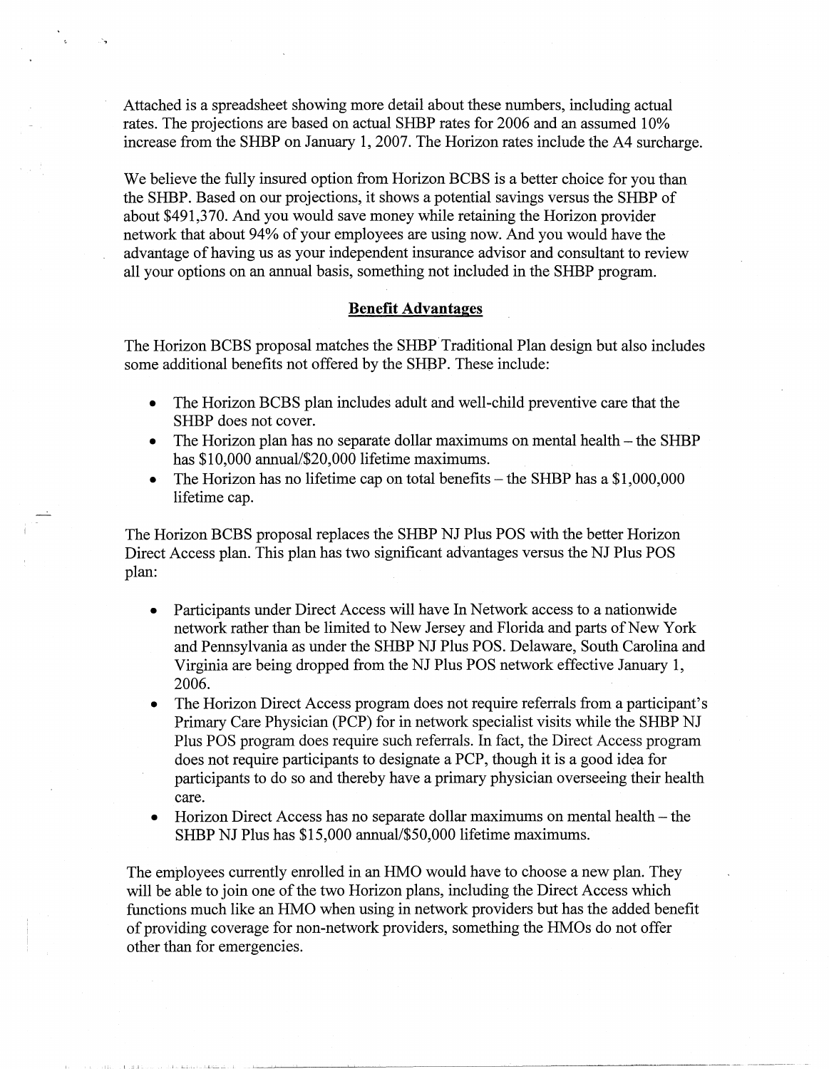Attached is a spreadsheet showing more detail about these numbers, including actual rates. The projections are based on actual SHBP rates for 2006 and an assumed 10% increase from the SHBP on January 1, 2007. The Horizon rates include the A4 surcharge.

We believe the fully insured option from Horizon BCBS is a better choice for you than the SHBP. Based on our projections, it shows a potential savings versus the SHBP of about $491,370. And you would save money while retaining the Horizon provider network that about 94% of your employees are using now. And you would have the advantage of having us as your independent insurance advisor and consultant to review all your options on an annual basis, something not included in the SHBP program.

## Benefit Advantages

The Horizon BCBS proposal matches the SHBP Traditional Plan design but also includes some additional benefits not offered by the SHBP. These include:

- The Horizon BCBS plan includes adult and well-child preventive care that the SHBP does not cover.
- The Horizon plan has no separate dollar maximums on mental health – the SHBP has $10,000 annual/$20,000 lifetime maximums.
- The Horizon has no lifetime cap on total benefits – the SHBP has a $1,000,000 lifetime cap.

The Horizon BCBS proposal replaces the SHBP NJ Plus POS with the better Horizon Direct Access plan. This plan has two significant advantages versus the NJ Plus POS plan:

- Participants under Direct Access will have In Network access to a nationwide network rather than be limited to New Jersey and Florida and parts of New York and Pennsylvania as under the SHBP NJ Plus POS. Delaware, South Carolina and Virginia are being dropped from the NJ Plus POS network effective January 1, 2006.
- The Horizon Direct Access program does not require referrals from a participant's Primary Care Physician (PCP) for in network specialist visits while the SHBP NJ Plus POS program does require such referrals. In fact, the Direct Access program does not require participants to designate a PCP, though it is a good idea for participants to do so and thereby have a primary physician overseeing their health care.
- Horizon Direct Access has no separate dollar maximums on mental health – the SHBP NJ Plus has $15,000 annual/$50,000 lifetime maximums.

The employees currently enrolled in an HMO would have to choose a new plan. They will be able to join one of the two Horizon plans, including the Direct Access which functions much like an HMO when using in network providers but has the added benefit of providing coverage for non-network providers, something the HMOs do not offer other than for emergencies.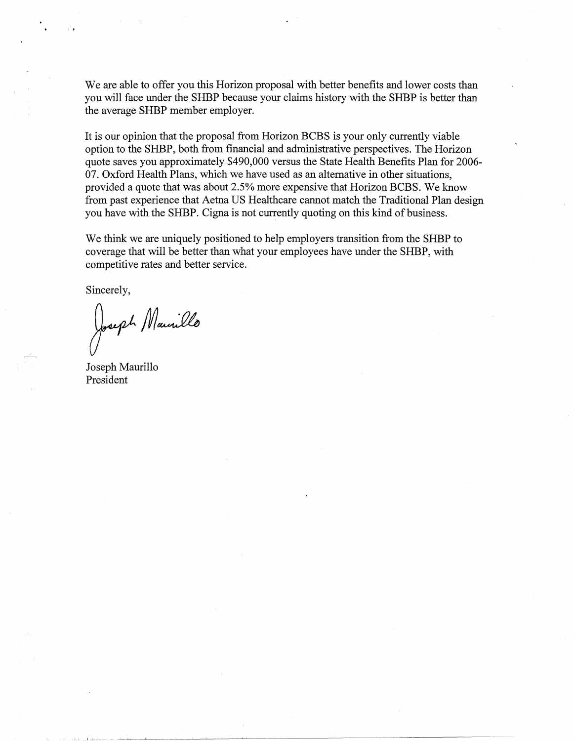We are able to offer you this Horizon proposal with better benefits and lower costs than you will face under the SHBP because your claims history with the SHBP is better than the average SHBP member employer.

It is our opinion that the proposal from Horizon BCBS is your only currently viable option to the SHBP, both from financial and administrative perspectives. The Horizon quote saves you approximately $490,000 versus the State Health Benefits Plan for 2006-07. Oxford Health Plans, which we have used as an alternative in other situations, provided a quote that was about 2.5% more expensive that Horizon BCBS. We know from past experience that Aetna US Healthcare cannot match the Traditional Plan design you have with the SHBP. Cigna is not currently quoting on this kind of business.

We think we are uniquely positioned to help employers transition from the SHBP to coverage that will be better than what your employees have under the SHBP, with competitive rates and better service.

Sincerely,

Joseph Maurillo

Joseph Maurillo
President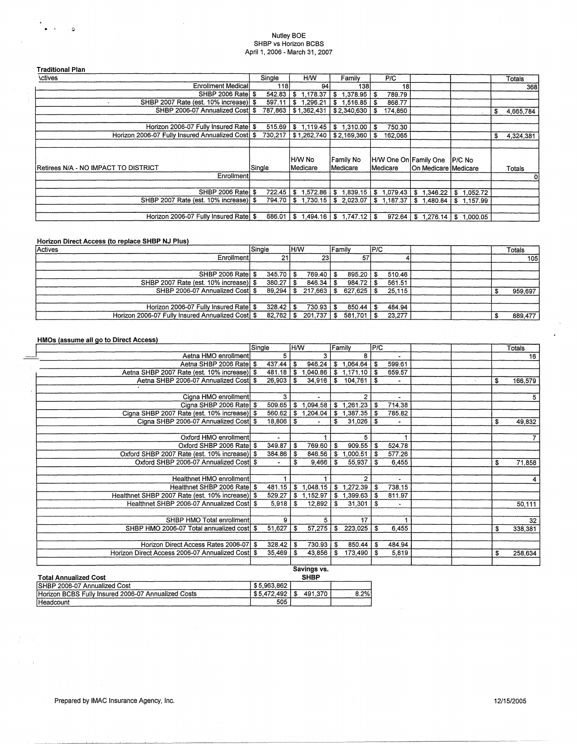Nutley BOE
SHBP vs Horizon BCBS
April 1, 2006 - March 31, 2007

**Traditional Plan**

| \ctives | Single | H/W | Family | P/C | | | Totals |
|---|---|---|---|---|---|---|---|
| Enrollment Medical | 118 | 94 | 138 | 18 | | | 368 |
| SHBP 2006 Rate | $ 542.83 | $ 1,178.37 | $ 1,378.95 | $ 789.79 | | | |
| SHBP 2007 Rate (est. 10% increase) | $ 597.11 | $ 1,296.21 | $ 1,516.85 | $ 868.77 | | | |
| SHBP 2006-07 Annualized Cost | $ 787,863 | $ 1,362,431 | $ 2,340,630 | $ 174,860 | | | $ 4,665,784 |
| | | | | | | | |
| Horizon 2006-07 Fully Insured Rate | $ 515.69 | $ 1,119.45 | $ 1,310.00 | $ 750.30 | | | |
| Horizon 2006-07 Fully Insured Annualized Cost | $ 730,217 | $ 1,262,740 | $ 2,169,360 | $ 162,065 | | | $ 4,324,381 |
| | | | | | | | |
| Retirees N/A - NO IMPACT TO DISTRICT | Single | H/W No Medicare | Family No Medicare | H/W One On Medicare | Family One On Medicare | P/C No Medicare | Totals |
| Enrollment | | | | | | | 0 |
| | | | | | | | |
| SHBP 2006 Rate | $ 722.45 | $ 1,572.86 | $ 1,839.15 | $ 1,079.43 | $ 1,346.22 | $ 1,052.72 | |
| SHBP 2007 Rate (est. 10% increase) | $ 794.70 | $ 1,730.15 | $ 2,023.07 | $ 1,187.37 | $ 1,480.84 | $ 1,157.99 | |
| | | | | | | | |
| Horizon 2006-07 Fully Insured Rate | $ 686.01 | $ 1,494.16 | $ 1,747.12 | $ 972.64 | $ 1,276.14 | $ 1,000.05 | |

**Horizon Direct Access (to replace SHBP NJ Plus)**

| Actives | Single | H/W | Family | P/C | | | Totals |
|---|---|---|---|---|---|---|---|
| Enrollment | 21 | 23 | 57 | 4 | | | 105 |
| | | | | | | | |
| SHBP 2006 Rate | $ 345.70 | $ 769.40 | $ 895.20 | $ 510.46 | | | |
| SHBP 2007 Rate (est. 10% increase) | $ 380.27 | $ 846.34 | $ 984.72 | $ 561.51 | | | |
| SHBP 2006-07 Annualized Cost | $ 89,294 | $ 217,663 | $ 627,625 | $ 25,115 | | | $ 959,697 |
| | | | | | | | |
| Horizon 2006-07 Fully Insured Rate | $ 328.42 | $ 730.93 | $ 850.44 | $ 484.94 | | | |
| Horizon 2006-07 Fully Insured Annualized Cost | $ 82,762 | $ 201,737 | $ 581,701 | $ 23,277 | | | $ 889,477 |

**HMOs (assume all go to Direct Access)**

| | Single | H/W | Family | P/C | | | Totals |
|---|---|---|---|---|---|---|---|
| Aetna HMO enrollment | 5 | 3 | 8 | - | | | 16 |
| Aetna SHBP 2006 Rate | $ 437.44 | $ 946.24 | $ 1,064.64 | $ 599.61 | | | |
| Aetna SHBP 2007 Rate (est. 10% increase) | $ 481.18 | $ 1,040.86 | $ 1,171.10 | $ 659.57 | | | |
| Aetna SHBP 2006-07 Annualized Cost | $ 26,903 | $ 34,916 | $ 104,761 | $ - | | | $ 166,579 |
| | | | | | | | |
| Cigna HMO enrollment | 3 | - | 2 | - | | | 5 |
| Cigna SHBP 2006 Rate | $ 509.65 | $ 1,094.58 | $ 1,261.23 | $ 714.38 | | | |
| Cigna SHBP 2007 Rate (est. 10% increase) | $ 560.62 | $ 1,204.04 | $ 1,387.35 | $ 785.82 | | | |
| Cigna SHBP 2006-07 Annualized Cost | $ 18,806 | $ - | $ 31,026 | $ - | | | $ 49,832 |
| | | | | | | | |
| Oxford HMO enrollment | - | 1 | 5 | 1 | | | 7 |
| Oxford SHBP 2006 Rate | $ 349.87 | $ 769.60 | $ 909.55 | $ 524.78 | | | |
| Oxford SHBP 2007 Rate (est. 10% increase) | $ 384.86 | $ 846.56 | $ 1,000.51 | $ 577.26 | | | |
| Oxford SHBP 2006-07 Annualized Cost | $ - | $ 9,466 | $ 55,937 | $ 6,455 | | | $ 71,858 |
| | | | | | | | |
| Healthnet HMO enrollment | 1 | 1 | 2 | - | | | 4 |
| Healthnet SHBP 2006 Rate | $ 481.15 | $ 1,048.15 | $ 1,272.39 | $ 738.15 | | | |
| Healthnet SHBP 2007 Rate (est. 10% increase) | $ 529.27 | $ 1,152.97 | $ 1,399.63 | $ 811.97 | | | |
| Healthnet SHBP 2006-07 Annualized Cost | $ 5,918 | $ 12,892 | $ 31,301 | $ - | | | 50,111 |
| | | | | | | | |
| SHBP HMO Total enrollment | 9 | 5 | 17 | 1 | | | 32 |
| SHBP HMO 2006-07 Total annualized cost | $ 51,627 | $ 57,275 | $ 223,025 | $ 6,455 | | | $ 338,381 |
| | | | | | | | |
| Horizon Direct Access Rates 2006-07 | $ 328.42 | $ 730.93 | $ 850.44 | $ 484.94 | | | |
| Horizon Direct Access 2006-07 Annualized Cost | $ 35,469 | $ 43,856 | $ 173,490 | $ 5,819 | | | $ 258,634 |

| Total Annualized Cost | | Savings vs. SHBP | |
|---|---|---|---|
| SHBP 2006-07 Annualized Cost | $ 5,963,862 | | |
| Horizon BCBS Fully Insured 2006-07 Annualized Costs | $ 5,472,492 | $ 491,370 | 8.2% |
| Headcount | 505 | | |

Prepared by IMAC Insurance Agency, Inc. 12/15/2005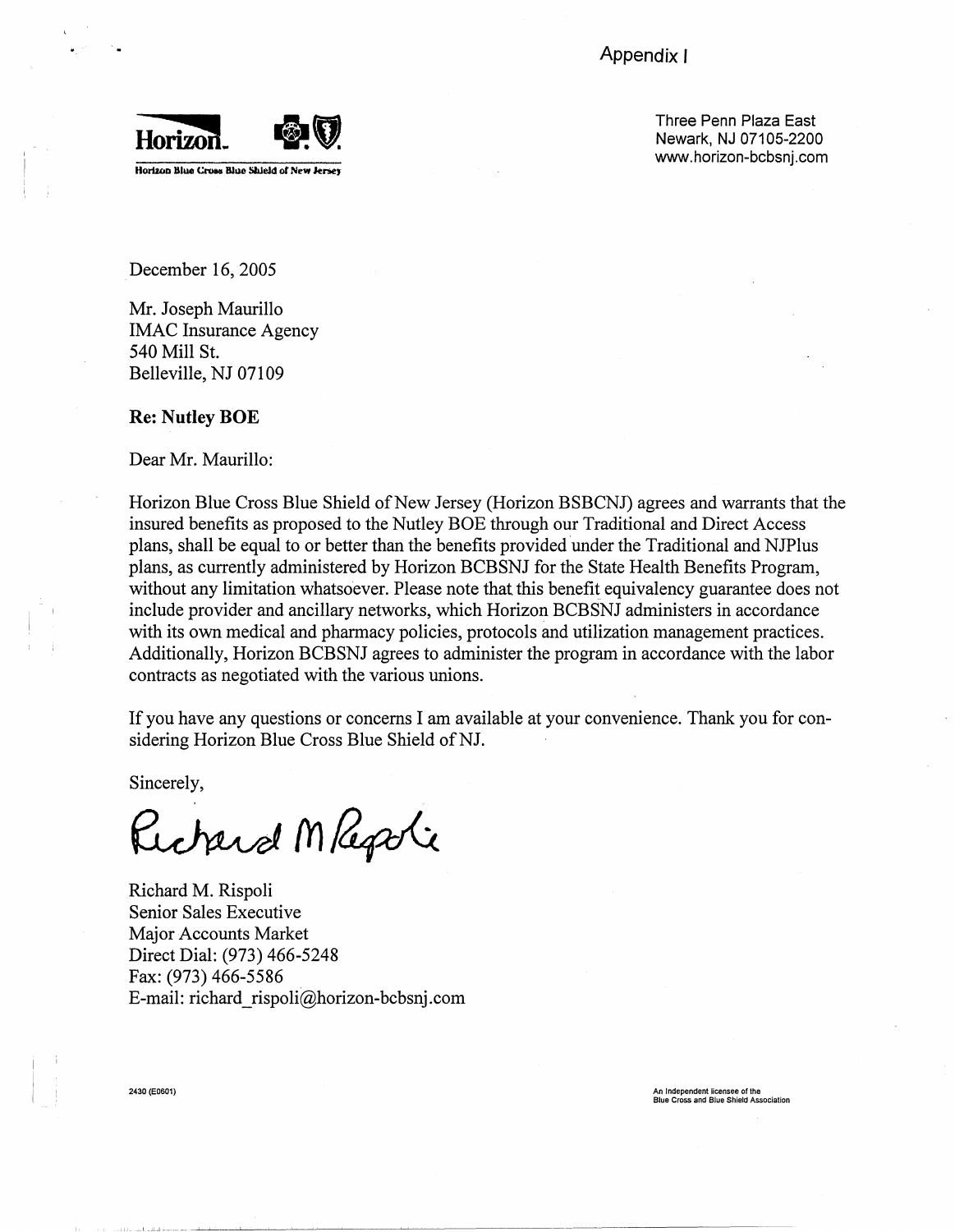Appendix I

Horizon.

Horizon Blue Cross Blue Shield of New Jersey

Three Penn Plaza East
Newark, NJ 07105-2200
www.horizon-bcbsnj.com

December 16, 2005

Mr. Joseph Maurillo
IMAC Insurance Agency
540 Mill St.
Belleville, NJ 07109

**Re: Nutley BOE**

Dear Mr. Maurillo:

Horizon Blue Cross Blue Shield of New Jersey (Horizon BSBCNJ) agrees and warrants that the insured benefits as proposed to the Nutley BOE through our Traditional and Direct Access plans, shall be equal to or better than the benefits provided under the Traditional and NJPlus plans, as currently administered by Horizon BCBSNJ for the State Health Benefits Program, without any limitation whatsoever. Please note that this benefit equivalency guarantee does not include provider and ancillary networks, which Horizon BCBSNJ administers in accordance with its own medical and pharmacy policies, protocols and utilization management practices. Additionally, Horizon BCBSNJ agrees to administer the program in accordance with the labor contracts as negotiated with the various unions.

If you have any questions or concerns I am available at your convenience. Thank you for considering Horizon Blue Cross Blue Shield of NJ.

Sincerely,

Richard M Rispoli

Richard M. Rispoli
Senior Sales Executive
Major Accounts Market
Direct Dial: (973) 466-5248
Fax: (973) 466-5586
E-mail: richard_rispoli@horizon-bcbsnj.com

2430 (E0601)

An Independent licensee of the Blue Cross and Blue Shield Association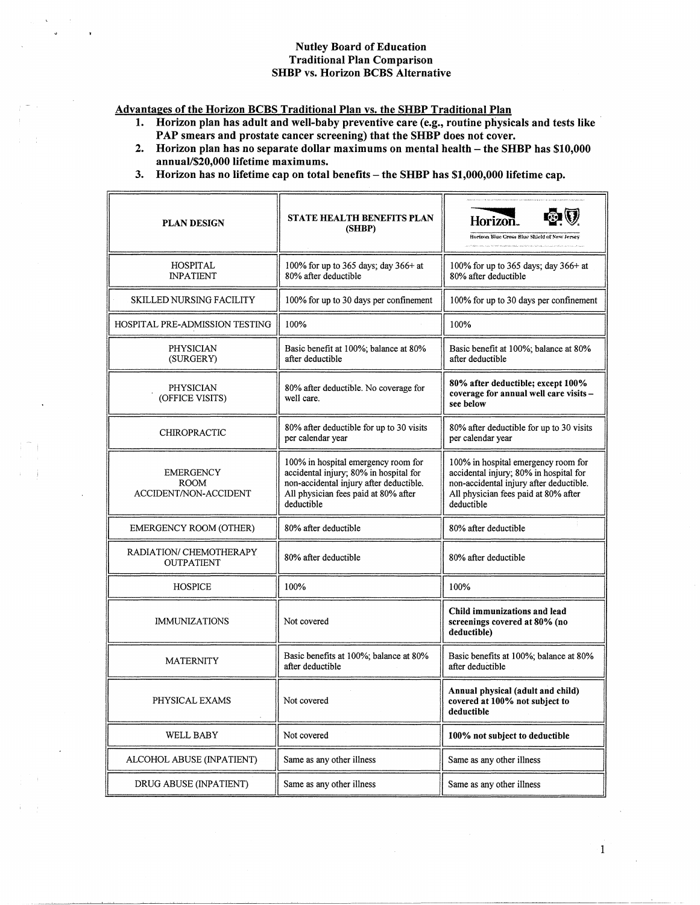**Nutley Board of Education**
**Traditional Plan Comparison**
**SHBP vs. Horizon BCBS Alternative**

**Advantages of the Horizon BCBS Traditional Plan vs. the SHBP Traditional Plan**

1. **Horizon plan has adult and well-baby preventive care (e.g., routine physicals and tests like PAP smears and prostate cancer screening) that the SHBP does not cover.**
2. **Horizon plan has no separate dollar maximums on mental health – the SHBP has $10,000 annual/$20,000 lifetime maximums.**
3. **Horizon has no lifetime cap on total benefits – the SHBP has $1,000,000 lifetime cap.**

| PLAN DESIGN | STATE HEALTH BENEFITS PLAN (SHBP) | Horizon. Horizon Blue Cross Blue Shield of New Jersey |
|---|---|---|
| HOSPITAL INPATIENT | 100% for up to 365 days; day 366+ at 80% after deductible | 100% for up to 365 days; day 366+ at 80% after deductible |
| SKILLED NURSING FACILITY | 100% for up to 30 days per confinement | 100% for up to 30 days per confinement |
| HOSPITAL PRE-ADMISSION TESTING | 100% | 100% |
| PHYSICIAN (SURGERY) | Basic benefit at 100%; balance at 80% after deductible | Basic benefit at 100%; balance at 80% after deductible |
| PHYSICIAN (OFFICE VISITS) | 80% after deductible. No coverage for well care. | **80% after deductible; except 100% coverage for annual well care visits – see below** |
| CHIROPRACTIC | 80% after deductible for up to 30 visits per calendar year | 80% after deductible for up to 30 visits per calendar year |
| EMERGENCY ROOM ACCIDENT/NON-ACCIDENT | 100% in hospital emergency room for accidental injury; 80% in hospital for non-accidental injury after deductible. All physician fees paid at 80% after deductible | 100% in hospital emergency room for accidental injury; 80% in hospital for non-accidental injury after deductible. All physician fees paid at 80% after deductible |
| EMERGENCY ROOM (OTHER) | 80% after deductible | 80% after deductible |
| RADIATION/ CHEMOTHERAPY OUTPATIENT | 80% after deductible | 80% after deductible |
| HOSPICE | 100% | 100% |
| IMMUNIZATIONS | Not covered | **Child immunizations and lead screenings covered at 80% (no deductible)** |
| MATERNITY | Basic benefits at 100%; balance at 80% after deductible | Basic benefits at 100%; balance at 80% after deductible |
| PHYSICAL EXAMS | Not covered | **Annual physical (adult and child) covered at 100% not subject to deductible** |
| WELL BABY | Not covered | **100% not subject to deductible** |
| ALCOHOL ABUSE (INPATIENT) | Same as any other illness | Same as any other illness |
| DRUG ABUSE (INPATIENT) | Same as any other illness | Same as any other illness |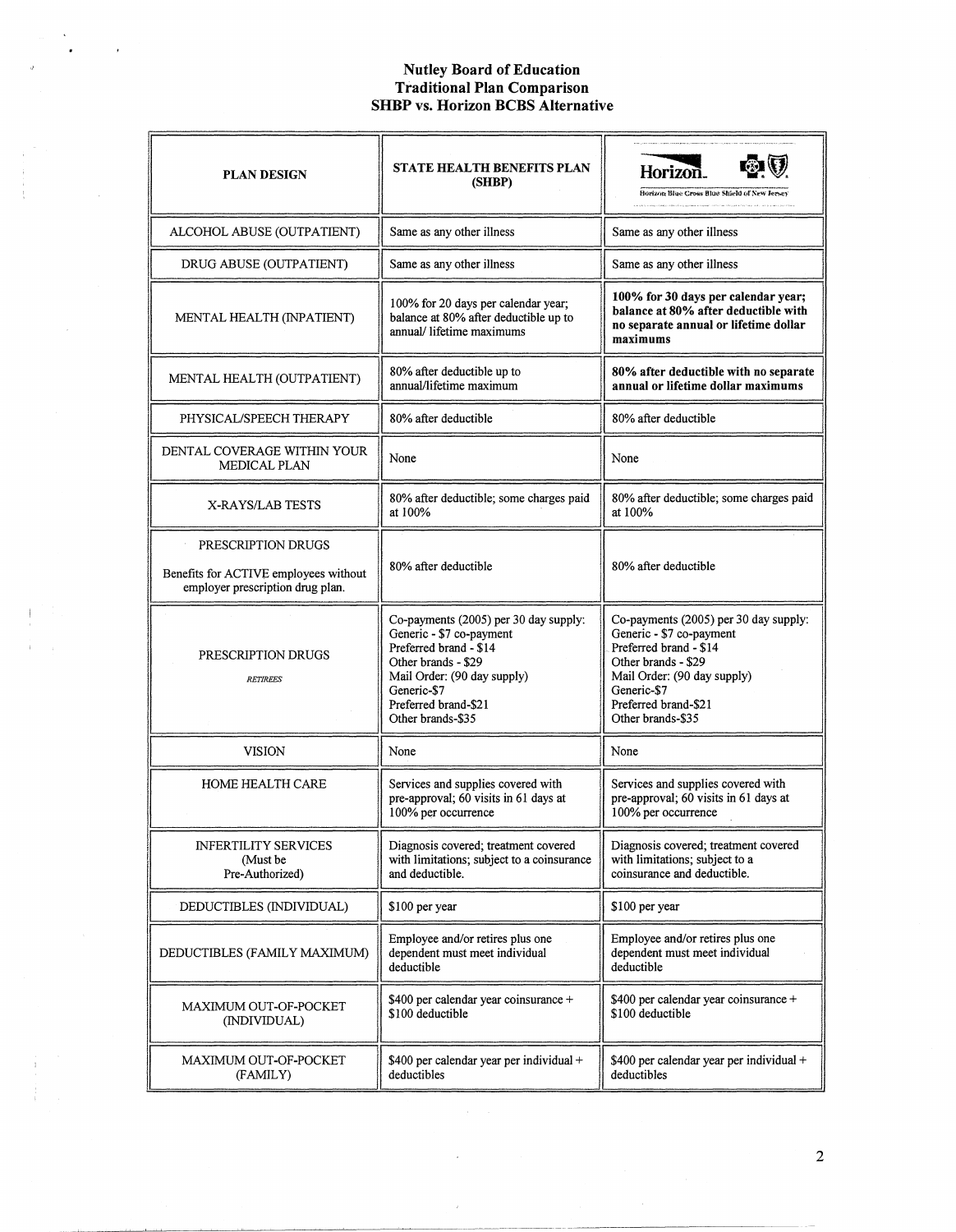# Nutley Board of Education
## Traditional Plan Comparison
## SHBP vs. Horizon BCBS Alternative

| PLAN DESIGN | STATE HEALTH BENEFITS PLAN (SHBP) | Horizon. Horizon Blue Cross Blue Shield of New Jersey |
|---|---|---|
| ALCOHOL ABUSE (OUTPATIENT) | Same as any other illness | Same as any other illness |
| DRUG ABUSE (OUTPATIENT) | Same as any other illness | Same as any other illness |
| MENTAL HEALTH (INPATIENT) | 100% for 20 days per calendar year; balance at 80% after deductible up to annual/ lifetime maximums | **100% for 30 days per calendar year; balance at 80% after deductible with no separate annual or lifetime dollar maximums** |
| MENTAL HEALTH (OUTPATIENT) | 80% after deductible up to annual/lifetime maximum | **80% after deductible with no separate annual or lifetime dollar maximums** |
| PHYSICAL/SPEECH THERAPY | 80% after deductible | 80% after deductible |
| DENTAL COVERAGE WITHIN YOUR MEDICAL PLAN | None | None |
| X-RAYS/LAB TESTS | 80% after deductible; some charges paid at 100% | 80% after deductible; some charges paid at 100% |
| PRESCRIPTION DRUGS<br>Benefits for ACTIVE employees without employer prescription drug plan. | 80% after deductible | 80% after deductible |
| PRESCRIPTION DRUGS<br>*RETIREES* | Co-payments (2005) per 30 day supply:<br>Generic - $7 co-payment<br>Preferred brand - $14<br>Other brands - $29<br>Mail Order: (90 day supply)<br>Generic-$7<br>Preferred brand-$21<br>Other brands-$35 | Co-payments (2005) per 30 day supply:<br>Generic - $7 co-payment<br>Preferred brand - $14<br>Other brands - $29<br>Mail Order: (90 day supply)<br>Generic-$7<br>Preferred brand-$21<br>Other brands-$35 |
| VISION | None | None |
| HOME HEALTH CARE | Services and supplies covered with pre-approval; 60 visits in 61 days at 100% per occurrence | Services and supplies covered with pre-approval; 60 visits in 61 days at 100% per occurrence |
| INFERTILITY SERVICES<br>(Must be Pre-Authorized) | Diagnosis covered; treatment covered with limitations; subject to a coinsurance and deductible. | Diagnosis covered; treatment covered with limitations; subject to a coinsurance and deductible. |
| DEDUCTIBLES (INDIVIDUAL) | $100 per year | $100 per year |
| DEDUCTIBLES (FAMILY MAXIMUM) | Employee and/or retires plus one dependent must meet individual deductible | Employee and/or retires plus one dependent must meet individual deductible |
| MAXIMUM OUT-OF-POCKET (INDIVIDUAL) | $400 per calendar year coinsurance + $100 deductible | $400 per calendar year coinsurance + $100 deductible |
| MAXIMUM OUT-OF-POCKET (FAMILY) | $400 per calendar year per individual + deductibles | $400 per calendar year per individual + deductibles |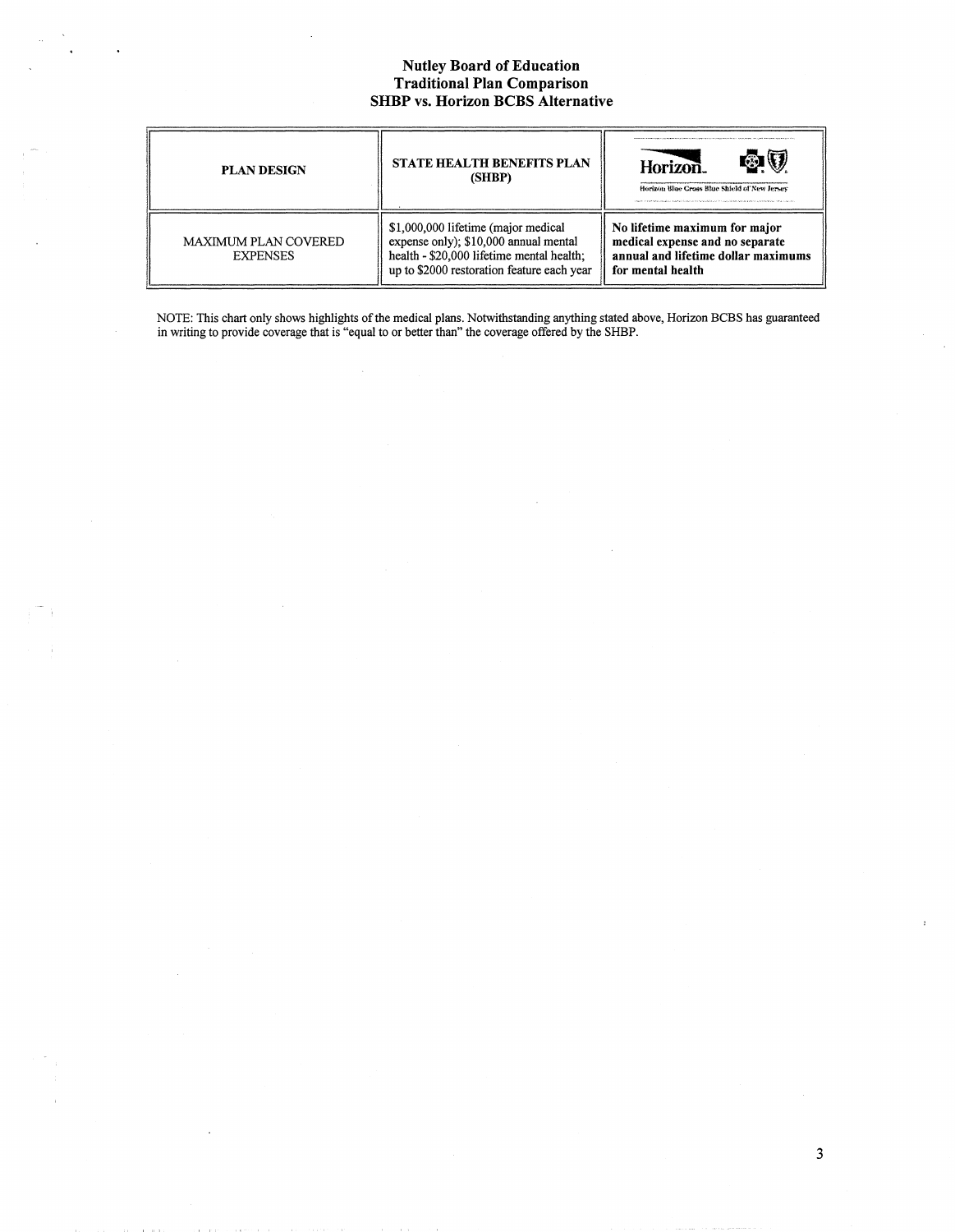# Nutley Board of Education
## Traditional Plan Comparison
## SHBP vs. Horizon BCBS Alternative

| PLAN DESIGN | STATE HEALTH BENEFITS PLAN (SHBP) | Horizon. Horizon Blue Cross Blue Shield of New Jersey |
|---|---|---|
| MAXIMUM PLAN COVERED EXPENSES | $1,000,000 lifetime (major medical expense only); $10,000 annual mental health - $20,000 lifetime mental health; up to $2000 restoration feature each year | **No lifetime maximum for major medical expense and no separate annual and lifetime dollar maximums for mental health** |

NOTE: This chart only shows highlights of the medical plans. Notwithstanding anything stated above, Horizon BCBS has guaranteed in writing to provide coverage that is "equal to or better than" the coverage offered by the SHBP.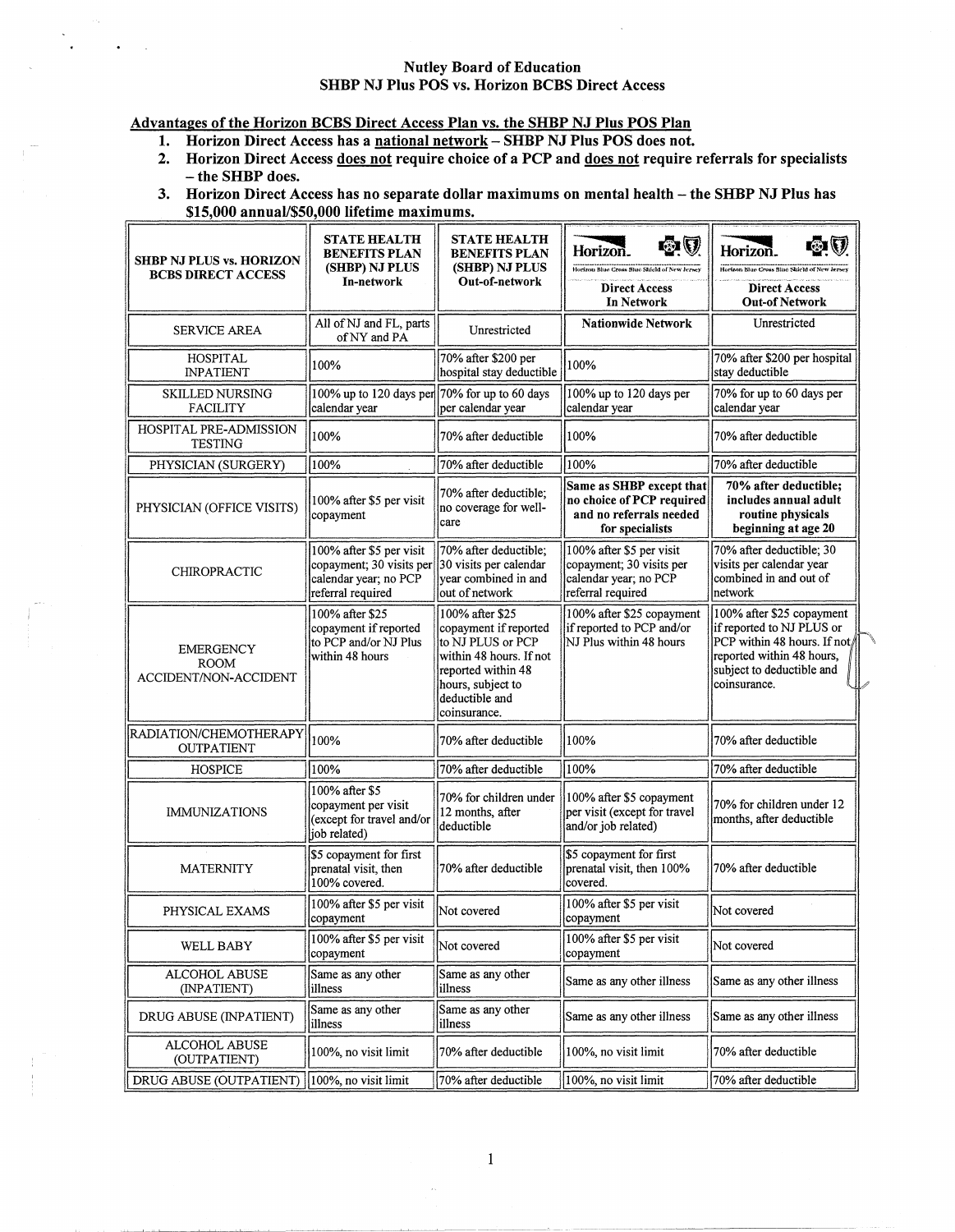Nutley Board of Education
SHBP NJ Plus POS vs. Horizon BCBS Direct Access

**Advantages of the Horizon BCBS Direct Access Plan vs. the SHBP NJ Plus POS Plan**

1. **Horizon Direct Access has a national network – SHBP NJ Plus POS does not.**
2. **Horizon Direct Access does not require choice of a PCP and does not require referrals for specialists – the SHBP does.**
3. **Horizon Direct Access has no separate dollar maximums on mental health – the SHBP NJ Plus has $15,000 annual/$50,000 lifetime maximums.**

| SHBP NJ PLUS vs. HORIZON BCBS DIRECT ACCESS | STATE HEALTH BENEFITS PLAN (SHBP) NJ PLUS In-network | STATE HEALTH BENEFITS PLAN (SHBP) NJ PLUS Out-of-network | Horizon. Horizon Blue Cross Blue Shield of New Jersey **Direct Access In Network** | Horizon. Horizon Blue Cross Blue Shield of New Jersey **Direct Access Out-of Network** |
|---|---|---|---|---|
| SERVICE AREA | All of NJ and FL, parts of NY and PA | Unrestricted | **Nationwide Network** | Unrestricted |
| HOSPITAL INPATIENT | 100% | 70% after $200 per hospital stay deductible | 100% | 70% after $200 per hospital stay deductible |
| SKILLED NURSING FACILITY | 100% up to 120 days per calendar year | 70% for up to 60 days per calendar year | 100% up to 120 days per calendar year | 70% for up to 60 days per calendar year |
| HOSPITAL PRE-ADMISSION TESTING | 100% | 70% after deductible | 100% | 70% after deductible |
| PHYSICIAN (SURGERY) | 100% | 70% after deductible | 100% | 70% after deductible |
| PHYSICIAN (OFFICE VISITS) | 100% after $5 per visit copayment | 70% after deductible; no coverage for well-care | **Same as SHBP except that no choice of PCP required and no referrals needed for specialists** | **70% after deductible; includes annual adult routine physicals beginning at age 20** |
| CHIROPRACTIC | 100% after $5 per visit copayment; 30 visits per calendar year; no PCP referral required | 70% after deductible; 30 visits per calendar year combined in and out of network | 100% after $5 per visit copayment; 30 visits per calendar year; no PCP referral required | 70% after deductible; 30 visits per calendar year combined in and out of network |
| EMERGENCY ROOM ACCIDENT/NON-ACCIDENT | 100% after $25 copayment if reported to PCP and/or NJ Plus within 48 hours | 100% after $25 copayment if reported to NJ PLUS or PCP within 48 hours. If not reported within 48 hours, subject to deductible and coinsurance. | 100% after $25 copayment if reported to PCP and/or NJ Plus within 48 hours | 100% after $25 copayment if reported to NJ PLUS or PCP within 48 hours. If not reported within 48 hours, subject to deductible and coinsurance. |
| RADIATION/CHEMOTHERAPY OUTPATIENT | 100% | 70% after deductible | 100% | 70% after deductible |
| HOSPICE | 100% | 70% after deductible | 100% | 70% after deductible |
| IMMUNIZATIONS | 100% after $5 copayment per visit (except for travel and/or job related) | 70% for children under 12 months, after deductible | 100% after $5 copayment per visit (except for travel and/or job related) | 70% for children under 12 months, after deductible |
| MATERNITY | $5 copayment for first prenatal visit, then 100% covered. | 70% after deductible | $5 copayment for first prenatal visit, then 100% covered. | 70% after deductible |
| PHYSICAL EXAMS | 100% after $5 per visit copayment | Not covered | 100% after $5 per visit copayment | Not covered |
| WELL BABY | 100% after $5 per visit copayment | Not covered | 100% after $5 per visit copayment | Not covered |
| ALCOHOL ABUSE (INPATIENT) | Same as any other illness | Same as any other illness | Same as any other illness | Same as any other illness |
| DRUG ABUSE (INPATIENT) | Same as any other illness | Same as any other illness | Same as any other illness | Same as any other illness |
| ALCOHOL ABUSE (OUTPATIENT) | 100%, no visit limit | 70% after deductible | 100%, no visit limit | 70% after deductible |
| DRUG ABUSE (OUTPATIENT) | 100%, no visit limit | 70% after deductible | 100%, no visit limit | 70% after deductible |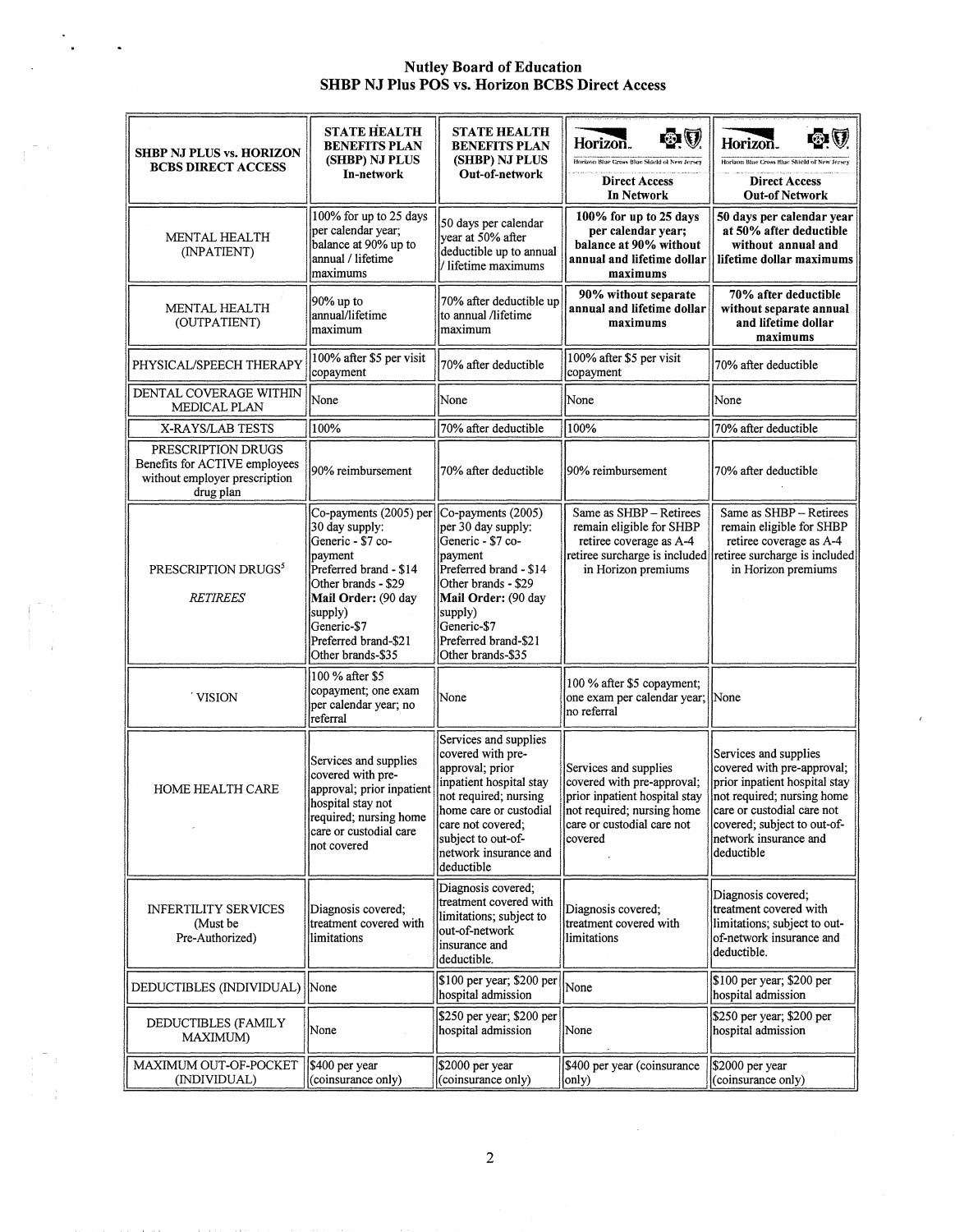# Nutley Board of Education
## SHBP NJ Plus POS vs. Horizon BCBS Direct Access

| SHBP NJ PLUS vs. HORIZON BCBS DIRECT ACCESS | STATE HEALTH BENEFITS PLAN (SHBP) NJ PLUS In-network | STATE HEALTH BENEFITS PLAN (SHBP) NJ PLUS Out-of-network | Horizon. Horizon Blue Cross Blue Shield of New Jersey Direct Access In Network | Horizon. Horizon Blue Cross Blue Shield of New Jersey Direct Access Out-of Network |
|---|---|---|---|---|
| MENTAL HEALTH (INPATIENT) | 100% for up to 25 days per calendar year; balance at 90% up to annual / lifetime maximums | 50 days per calendar year at 50% after deductible up to annual / lifetime maximums | **100% for up to 25 days per calendar year; balance at 90% without annual and lifetime dollar maximums** | **50 days per calendar year at 50% after deductible without annual and lifetime dollar maximums** |
| MENTAL HEALTH (OUTPATIENT) | 90% up to annual/lifetime maximum | 70% after deductible up to annual /lifetime maximum | **90% without separate annual and lifetime dollar maximums** | **70% after deductible without separate annual and lifetime dollar maximums** |
| PHYSICAL/SPEECH THERAPY | 100% after $5 per visit copayment | 70% after deductible | 100% after $5 per visit copayment | 70% after deductible |
| DENTAL COVERAGE WITHIN MEDICAL PLAN | None | None | None | None |
| X-RAYS/LAB TESTS | 100% | 70% after deductible | 100% | 70% after deductible |
| PRESCRIPTION DRUGS Benefits for ACTIVE employees without employer prescription drug plan | 90% reimbursement | 70% after deductible | 90% reimbursement | 70% after deductible |
| PRESCRIPTION DRUGS[5] *RETIREES* | Co-payments (2005) per 30 day supply: Generic - $7 co-payment Preferred brand - $14 Other brands - $29 **Mail Order:** (90 day supply) Generic-$7 Preferred brand-$21 Other brands-$35 | Co-payments (2005) per 30 day supply: Generic - $7 co-payment Preferred brand - $14 Other brands - $29 **Mail Order:** (90 day supply) Generic-$7 Preferred brand-$21 Other brands-$35 | Same as SHBP – Retirees remain eligible for SHBP retiree coverage as A-4 retiree surcharge is included in Horizon premiums | Same as SHBP – Retirees remain eligible for SHBP retiree coverage as A-4 retiree surcharge is included in Horizon premiums |
| VISION | 100 % after $5 copayment; one exam per calendar year; no referral | None | 100 % after $5 copayment; one exam per calendar year; no referral | None |
| HOME HEALTH CARE | Services and supplies covered with pre-approval; prior inpatient hospital stay not required; nursing home care or custodial care not covered | Services and supplies covered with pre-approval; prior inpatient hospital stay not required; nursing home care or custodial care not covered; subject to out-of-network insurance and deductible | Services and supplies covered with pre-approval; prior inpatient hospital stay not required; nursing home care or custodial care not covered | Services and supplies covered with pre-approval; prior inpatient hospital stay not required; nursing home care or custodial care not covered; subject to out-of-network insurance and deductible |
| INFERTILITY SERVICES (Must be Pre-Authorized) | Diagnosis covered; treatment covered with limitations | Diagnosis covered; treatment covered with limitations; subject to out-of-network insurance and deductible. | Diagnosis covered; treatment covered with limitations | Diagnosis covered; treatment covered with limitations; subject to out-of-network insurance and deductible. |
| DEDUCTIBLES (INDIVIDUAL) | None | $100 per year; $200 per hospital admission | None | $100 per year; $200 per hospital admission |
| DEDUCTIBLES (FAMILY MAXIMUM) | None | $250 per year; $200 per hospital admission | None | $250 per year; $200 per hospital admission |
| MAXIMUM OUT-OF-POCKET (INDIVIDUAL) | $400 per year (coinsurance only) | $2000 per year (coinsurance only) | $400 per year (coinsurance only) | $2000 per year (coinsurance only) |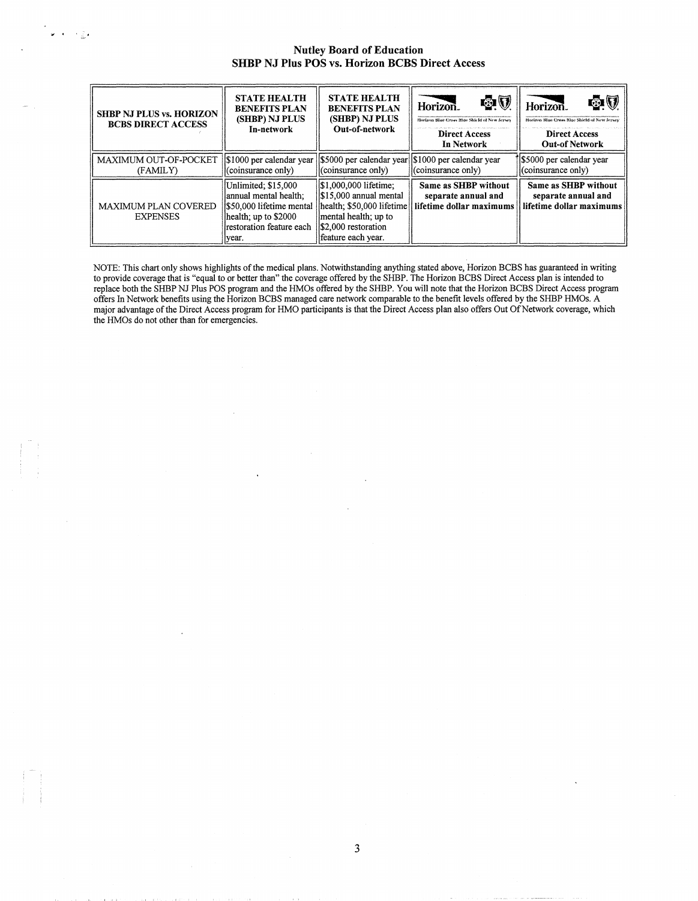# Nutley Board of Education
## SHBP NJ Plus POS vs. Horizon BCBS Direct Access

| SHBP NJ PLUS vs. HORIZON BCBS DIRECT ACCESS | STATE HEALTH BENEFITS PLAN (SHBP) NJ PLUS In-network | STATE HEALTH BENEFITS PLAN (SHBP) NJ PLUS Out-of-network | Horizon. Horizon Blue Cross Blue Shield of New Jersey Direct Access In Network | Horizon. Horizon Blue Cross Blue Shield of New Jersey Direct Access Out-of Network |
|---|---|---|---|---|
| MAXIMUM OUT-OF-POCKET (FAMILY) | $1000 per calendar year (coinsurance only) | $5000 per calendar year (coinsurance only) | $1000 per calendar year (coinsurance only) | $5000 per calendar year (coinsurance only) |
| MAXIMUM PLAN COVERED EXPENSES | Unlimited; $15,000 annual mental health; $50,000 lifetime mental health; up to $2000 restoration feature each year. | $1,000,000 lifetime; $15,000 annual mental health; $50,000 lifetime mental health; up to $2,000 restoration feature each year. | **Same as SHBP without separate annual and lifetime dollar maximums** | **Same as SHBP without separate annual and lifetime dollar maximums** |

NOTE: This chart only shows highlights of the medical plans. Notwithstanding anything stated above, Horizon BCBS has guaranteed in writing to provide coverage that is "equal to or better than" the coverage offered by the SHBP. The Horizon BCBS Direct Access plan is intended to replace both the SHBP NJ Plus POS program and the HMOs offered by the SHBP. You will note that the Horizon BCBS Direct Access program offers In Network benefits using the Horizon BCBS managed care network comparable to the benefit levels offered by the SHBP HMOs. A major advantage of the Direct Access program for HMO participants is that the Direct Access plan also offers Out Of Network coverage, which the HMOs do not other than for emergencies.